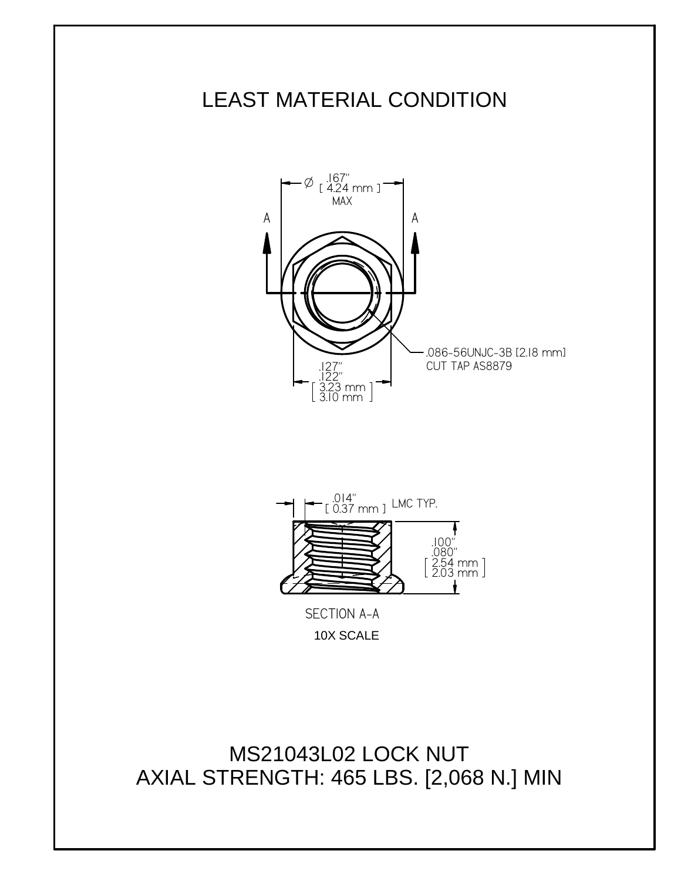# LEAST MATERIAL CONDITION

Ø .167" [ 4.24 mm ] MAX

A A

.086-56UNJC-3B [2.18 mm] CUT TAP AS8879

.127" .122" [ 3.23 mm 3.10 mm ]

.014" [ 0.37 mm ] LMC TYP.

.100" .080" [ 2.54 mm 2.03 mm ]

SECTION A-A

10X SCALE

MS21043L02 LOCK NUT

AXIAL STRENGTH: 465 LBS. [2,068 N.] MIN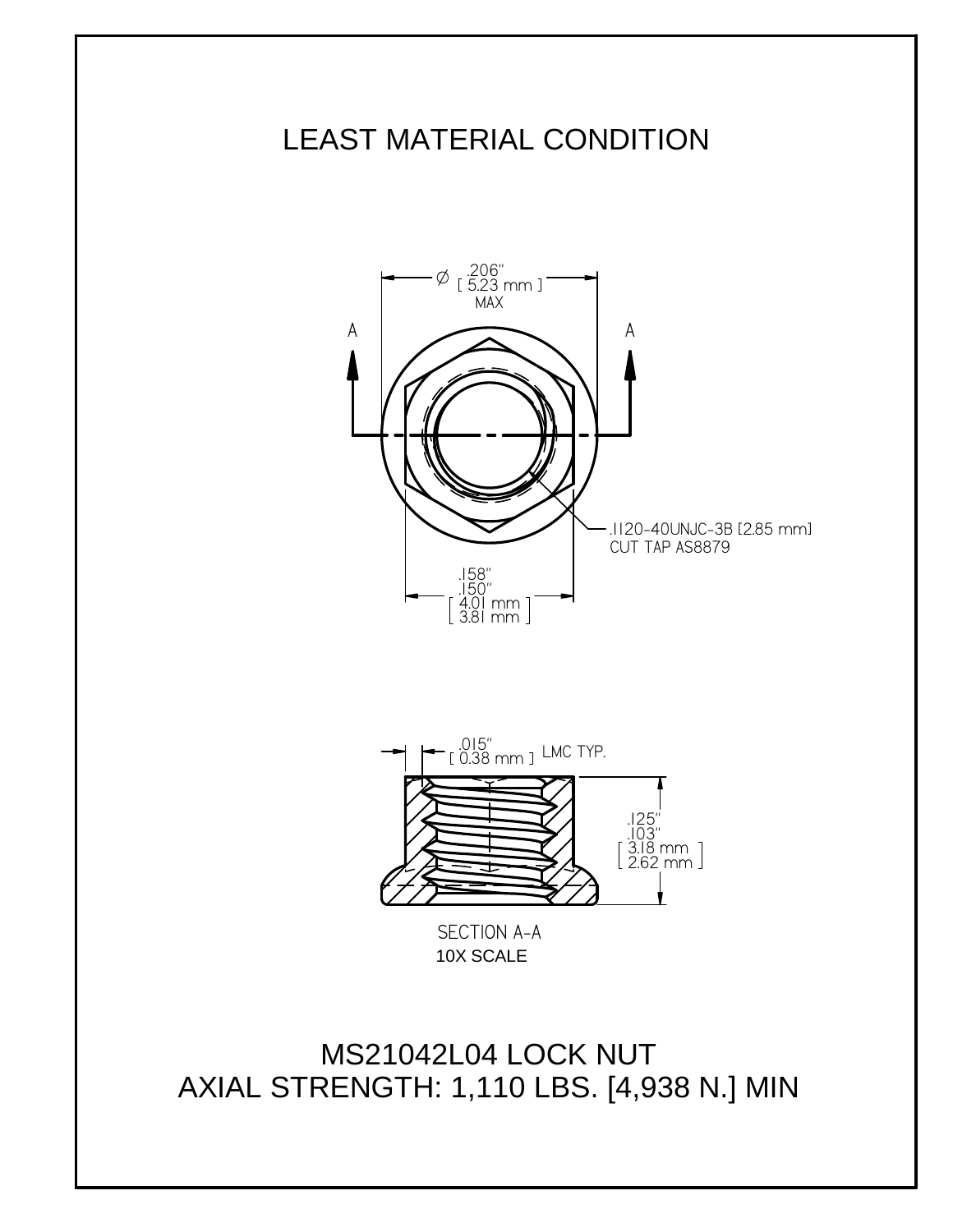# LEAST MATERIAL CONDITION

Ø .206" [ 5.23 mm ] MAX

A A

.1120-40UNJC-3B [2.85 mm] CUT TAP AS8879

.158" .150" [ 4.01 mm 3.81 mm ]

.015" [ 0.38 mm ] LMC TYP.

.125" .103" [ 3.18 mm 2.62 mm ]

SECTION A-A
10X SCALE

MS21042L04 LOCK NUT
AXIAL STRENGTH: 1,110 LBS. [4,938 N.] MIN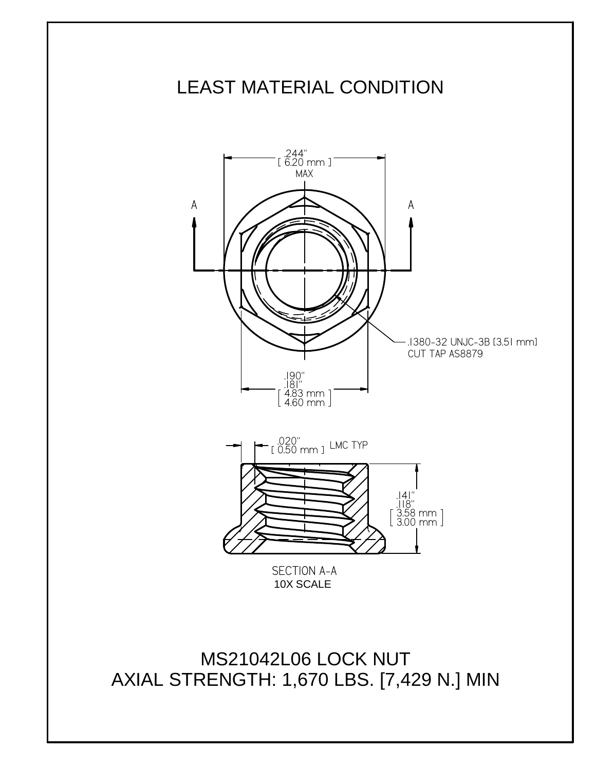# LEAST MATERIAL CONDITION

.244"
[ 6.20 mm ]
MAX

A A

.1380-32 UNJC-3B [3.51 mm]
CUT TAP AS8879

.190"
.181"
[ 4.83 mm ]
[ 4.60 mm ]

.020"
[ 0.50 mm ] LMC TYP

.141"
.118"
[ 3.58 mm ]
[ 3.00 mm ]

SECTION A-A
10X SCALE

MS21042L06 LOCK NUT
AXIAL STRENGTH: 1,670 LBS. [7,429 N.] MIN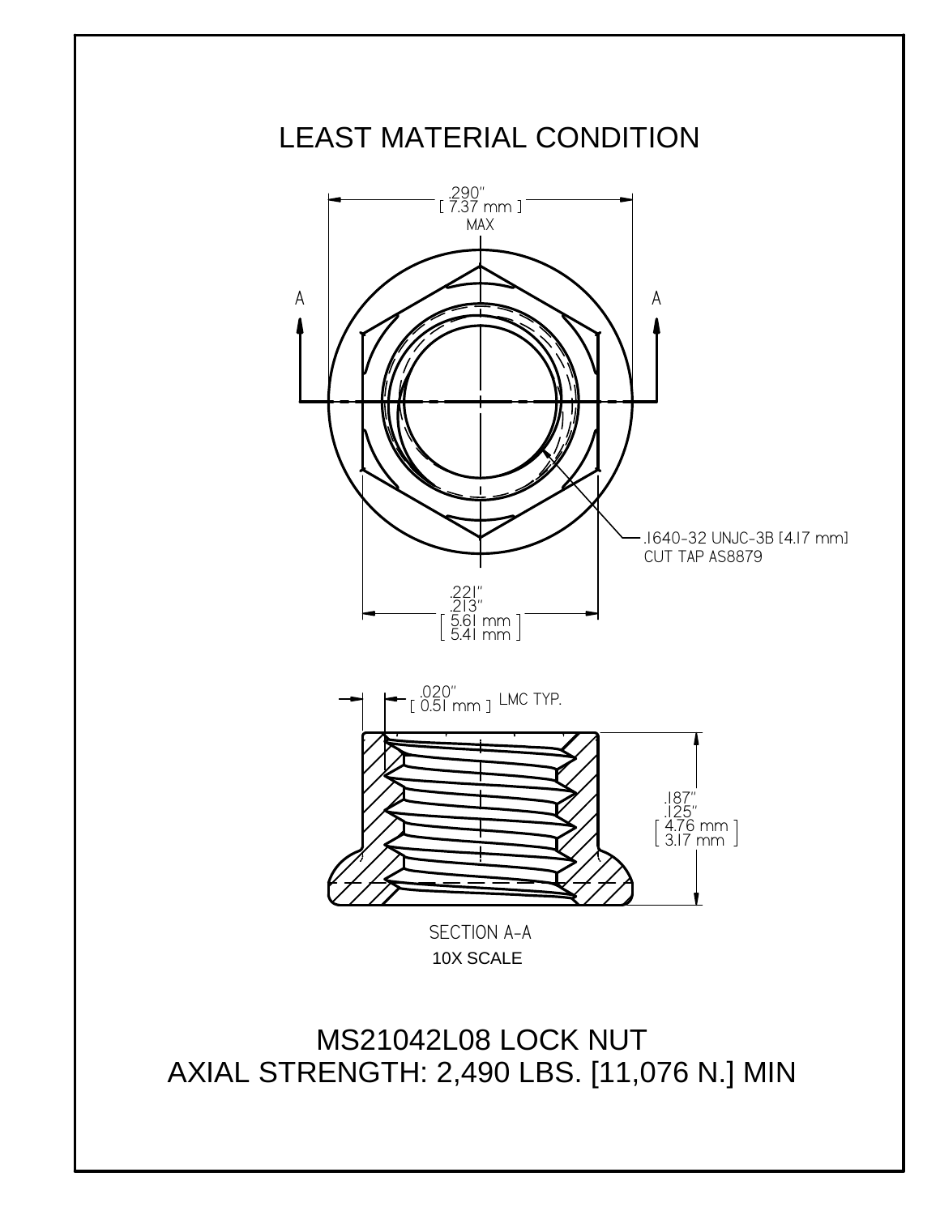# LEAST MATERIAL CONDITION

.290"
[ 7.37 mm ]
MAX

A A

.1640-32 UNJC-3B [4.17 mm]
CUT TAP AS8879

.221"
.213"
[ 5.61 mm ]
[ 5.41 mm ]

.020"
[ 0.51 mm ] LMC TYP.

.187"
.125"
[ 4.76 mm ]
[ 3.17 mm ]

SECTION A-A
10X SCALE

MS21042L08 LOCK NUT
AXIAL STRENGTH: 2,490 LBS. [11,076 N.] MIN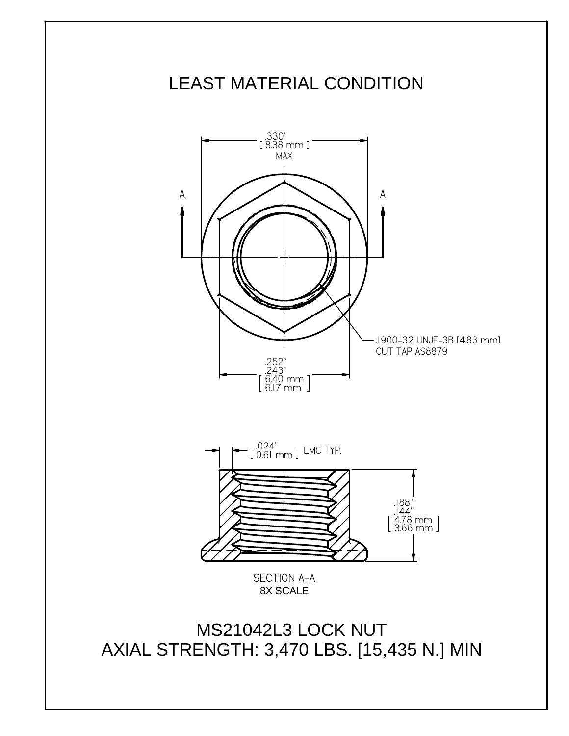# LEAST MATERIAL CONDITION

.330"
[ 8.38 mm ]
MAX

A A

.1900-32 UNJF-3B [4.83 mm]
CUT TAP AS8879

.252"
.243"
[ 6.40 mm ]
[ 6.17 mm ]

.024"
[ 0.61 mm ] LMC TYP.

.188"
.144"
[ 4.78 mm ]
[ 3.66 mm ]

SECTION A-A
8X SCALE

MS21042L3 LOCK NUT
AXIAL STRENGTH: 3,470 LBS. [15,435 N.] MIN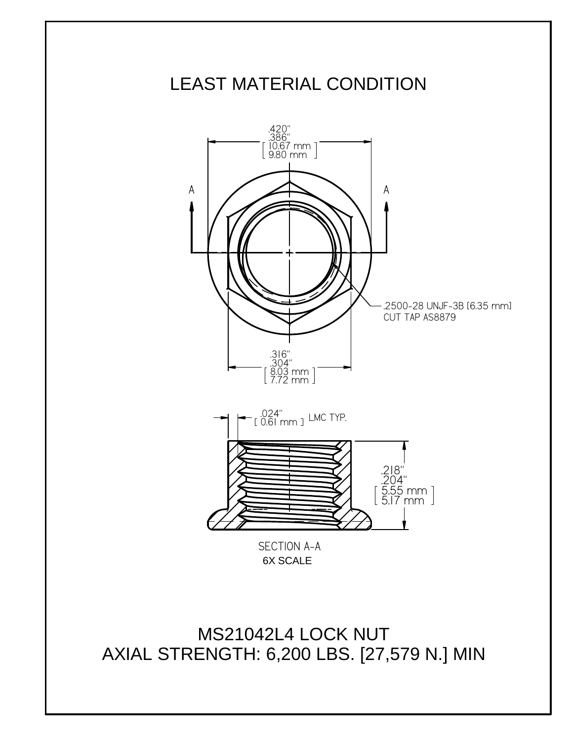# LEAST MATERIAL CONDITION

.420"
.386"
[ 10.67 mm ]
[ 9.80 mm ]

A A

.2500-28 UNJF-3B [6.35 mm]
CUT TAP AS8879

.316"
.304"
[ 8.03 mm ]
[ 7.72 mm ]

.024" [ 0.61 mm ] LMC TYP.

.218"
.204"
[ 5.55 mm ]
[ 5.17 mm ]

SECTION A-A
6X SCALE

MS21042L4 LOCK NUT
AXIAL STRENGTH: 6,200 LBS. [27,579 N.] MIN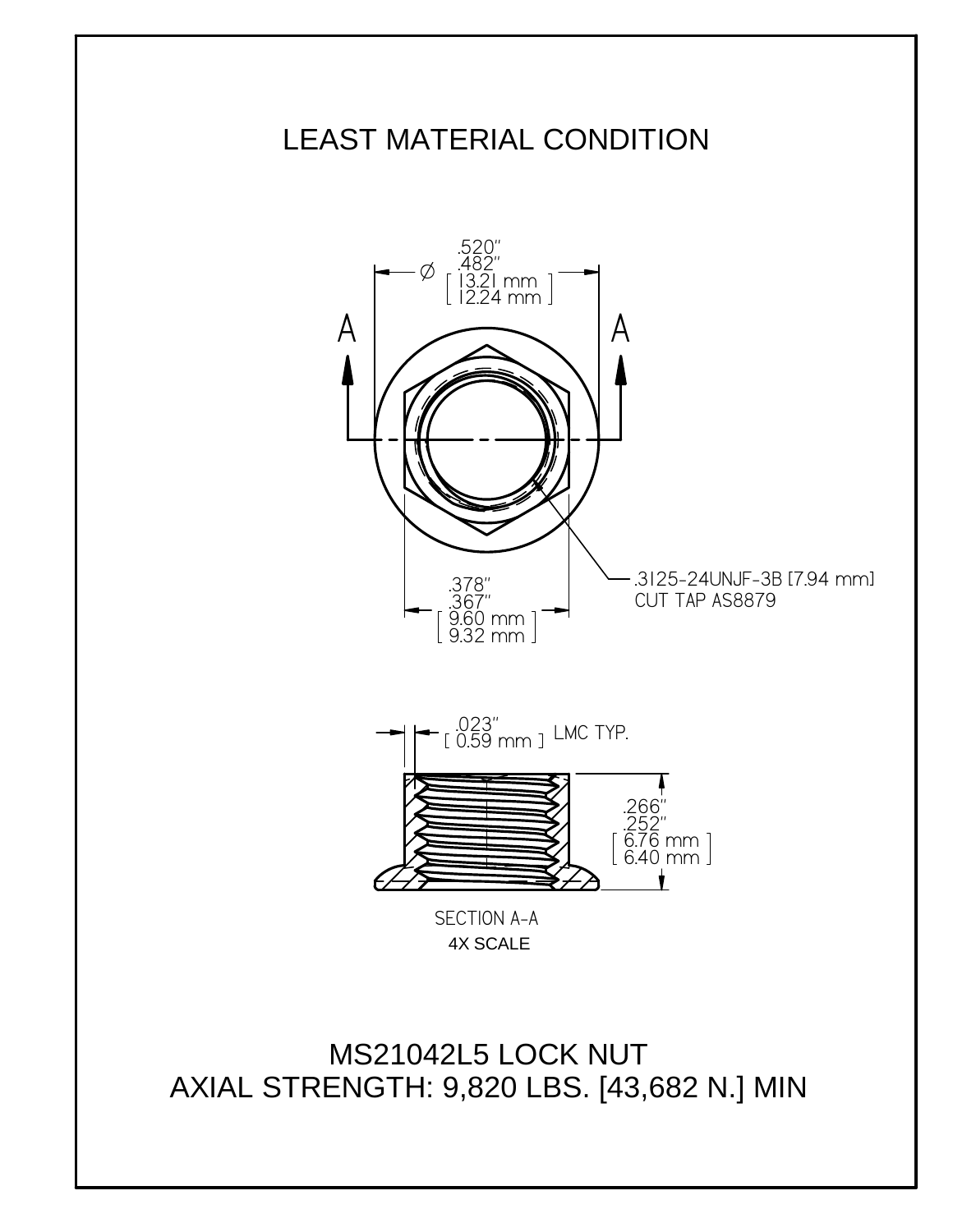# LEAST MATERIAL CONDITION

Ø .520" .482" [ 13.21 mm 12.24 mm ]

A A

.378" .367" [ 9.60 mm 9.32 mm ]

.3125-24UNJF-3B [7.94 mm] CUT TAP AS8879

.023" [ 0.59 mm ] LMC TYP.

.266" .252" [ 6.76 mm 6.40 mm ]

SECTION A-A

4X SCALE

MS21042L5 LOCK NUT

AXIAL STRENGTH: 9,820 LBS. [43,682 N.] MIN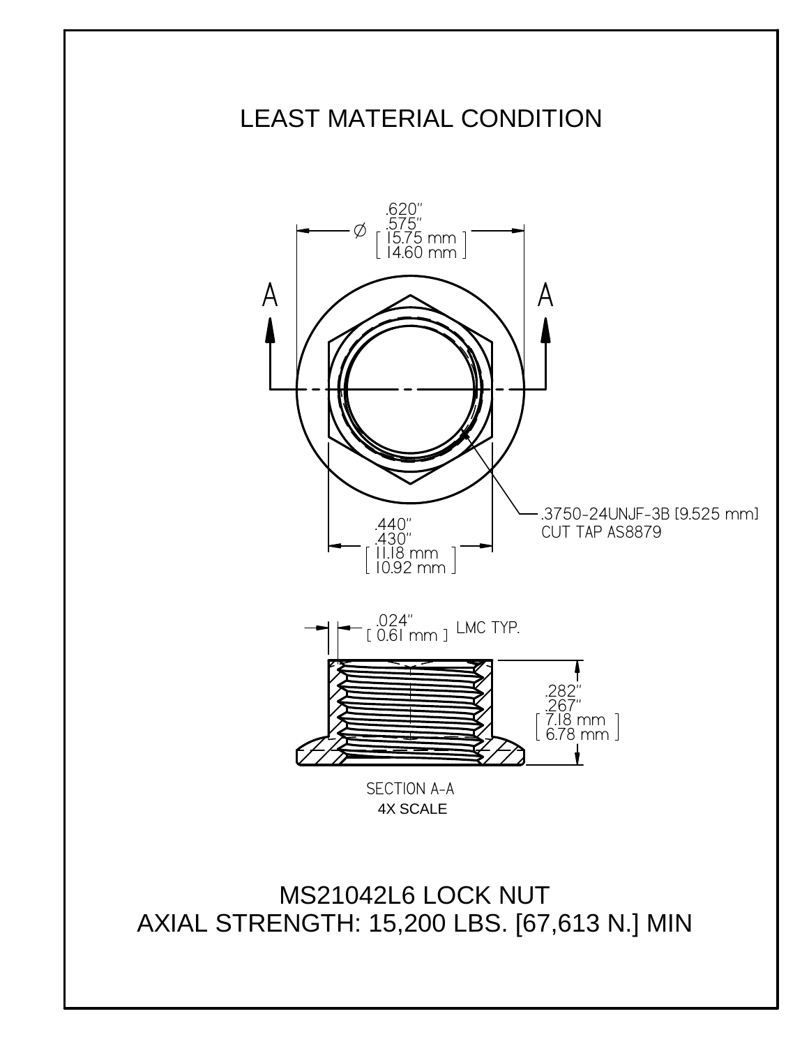# LEAST MATERIAL CONDITION

Ø .620"
.575"
[ 15.75 mm
14.60 mm ]

A A

.3750-24UNJF-3B [9.525 mm]
CUT TAP AS8879

.440"
.430"
[ 11.18 mm
10.92 mm ]

.024"
[ 0.61 mm ] LMC TYP.

.282"
.267"
[ 7.18 mm
6.78 mm ]

SECTION A-A
4X SCALE

MS21042L6 LOCK NUT
AXIAL STRENGTH: 15,200 LBS. [67,613 N.] MIN